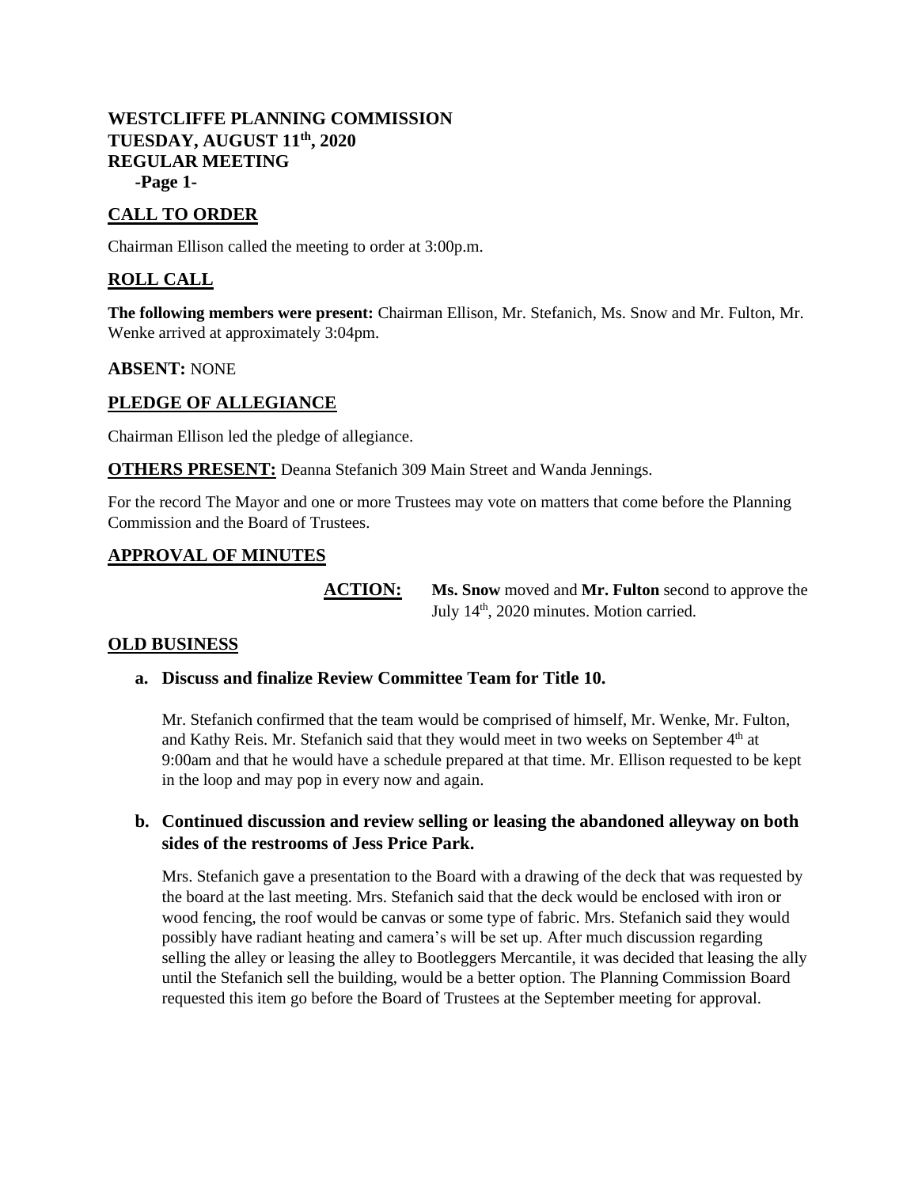# WESTCLIFFE PLANNING COMMISSION
# TUESDAY, AUGUST 11th, 2020
# REGULAR MEETING

## CALL TO ORDER

Chairman Ellison called the meeting to order at 3:00p.m.

## ROLL CALL

**The following members were present:** Chairman Ellison, Mr. Stefanich, Ms. Snow and Mr. Fulton, Mr. Wenke arrived at approximately 3:04pm.

**ABSENT:** NONE

## PLEDGE OF ALLEGIANCE

Chairman Ellison led the pledge of allegiance.

**OTHERS PRESENT:** Deanna Stefanich 309 Main Street and Wanda Jennings.

For the record The Mayor and one or more Trustees may vote on matters that come before the Planning Commission and the Board of Trustees.

## APPROVAL OF MINUTES

**ACTION:** **Ms. Snow** moved and **Mr. Fulton** second to approve the July 14th, 2020 minutes. Motion carried.

## OLD BUSINESS

**a. Discuss and finalize Review Committee Team for Title 10.**

Mr. Stefanich confirmed that the team would be comprised of himself, Mr. Wenke, Mr. Fulton, and Kathy Reis. Mr. Stefanich said that they would meet in two weeks on September 4th at 9:00am and that he would have a schedule prepared at that time. Mr. Ellison requested to be kept in the loop and may pop in every now and again.

**b. Continued discussion and review selling or leasing the abandoned alleyway on both sides of the restrooms of Jess Price Park.**

Mrs. Stefanich gave a presentation to the Board with a drawing of the deck that was requested by the board at the last meeting. Mrs. Stefanich said that the deck would be enclosed with iron or wood fencing, the roof would be canvas or some type of fabric. Mrs. Stefanich said they would possibly have radiant heating and camera's will be set up. After much discussion regarding selling the alley or leasing the alley to Bootleggers Mercantile, it was decided that leasing the ally until the Stefanich sell the building, would be a better option. The Planning Commission Board requested this item go before the Board of Trustees at the September meeting for approval.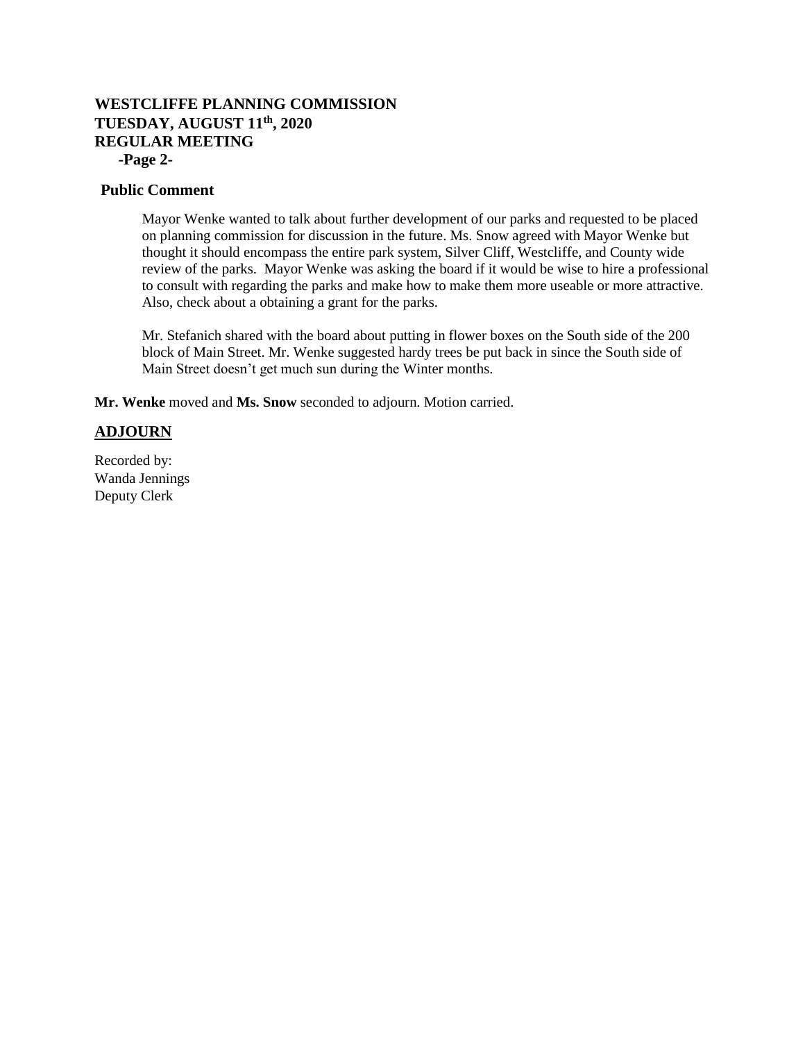**WESTCLIFFE PLANNING COMMISSION**
**TUESDAY, AUGUST 11th, 2020**
**REGULAR MEETING**
**-Page 2-**

## Public Comment

Mayor Wenke wanted to talk about further development of our parks and requested to be placed on planning commission for discussion in the future. Ms. Snow agreed with Mayor Wenke but thought it should encompass the entire park system, Silver Cliff, Westcliffe, and County wide review of the parks. Mayor Wenke was asking the board if it would be wise to hire a professional to consult with regarding the parks and make how to make them more useable or more attractive. Also, check about a obtaining a grant for the parks.

Mr. Stefanich shared with the board about putting in flower boxes on the South side of the 200 block of Main Street. Mr. Wenke suggested hardy trees be put back in since the South side of Main Street doesn't get much sun during the Winter months.

**Mr. Wenke** moved and **Ms. Snow** seconded to adjourn. Motion carried.

## ADJOURN

Recorded by:
Wanda Jennings
Deputy Clerk